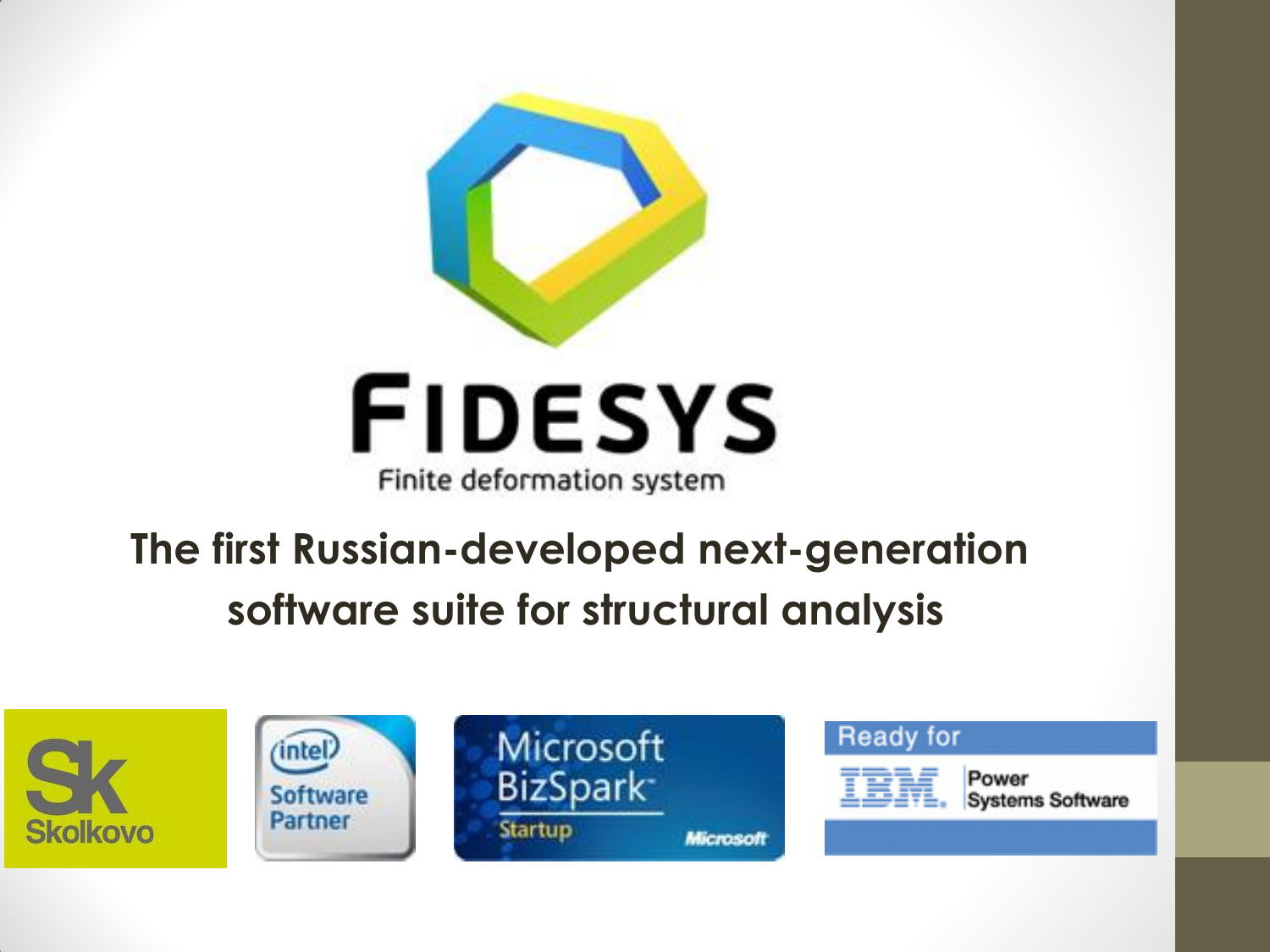# FIDESYS

Finite deformation system

**The first Russian-developed next-generation software suite for structural analysis**

Skolkovo

intel Software Partner

Microsoft BizSpark Startup

Ready for IBM Power Systems Software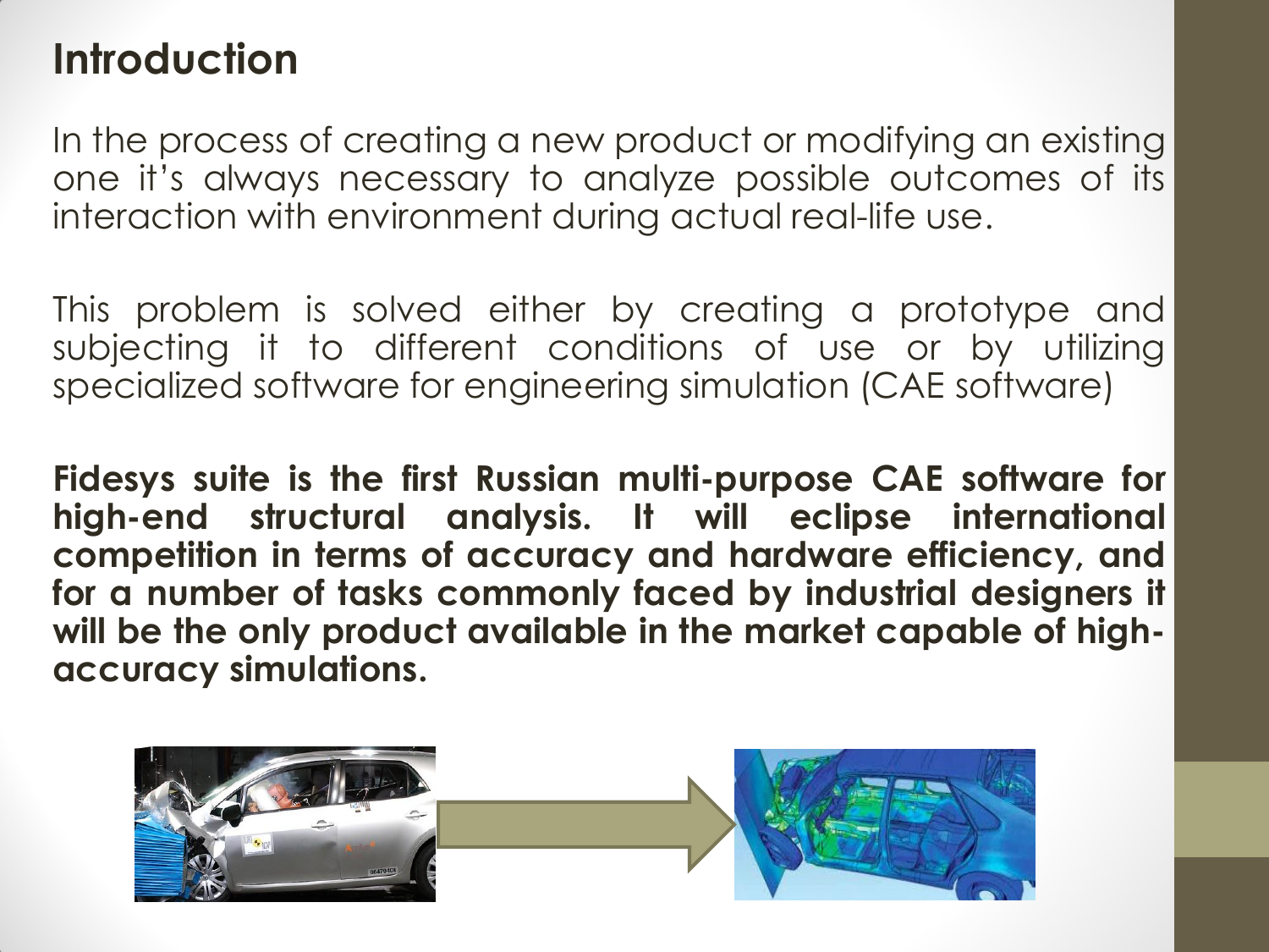# Introduction

In the process of creating a new product or modifying an existing one it's always necessary to analyze possible outcomes of its interaction with environment during actual real-life use.

This problem is solved either by creating a prototype and subjecting it to different conditions of use or by utilizing specialized software for engineering simulation (CAE software)

**Fidesys suite is the first Russian multi-purpose CAE software for high-end structural analysis. It will eclipse international competition in terms of accuracy and hardware efficiency, and for a number of tasks commonly faced by industrial designers it will be the only product available in the market capable of high-accuracy simulations.**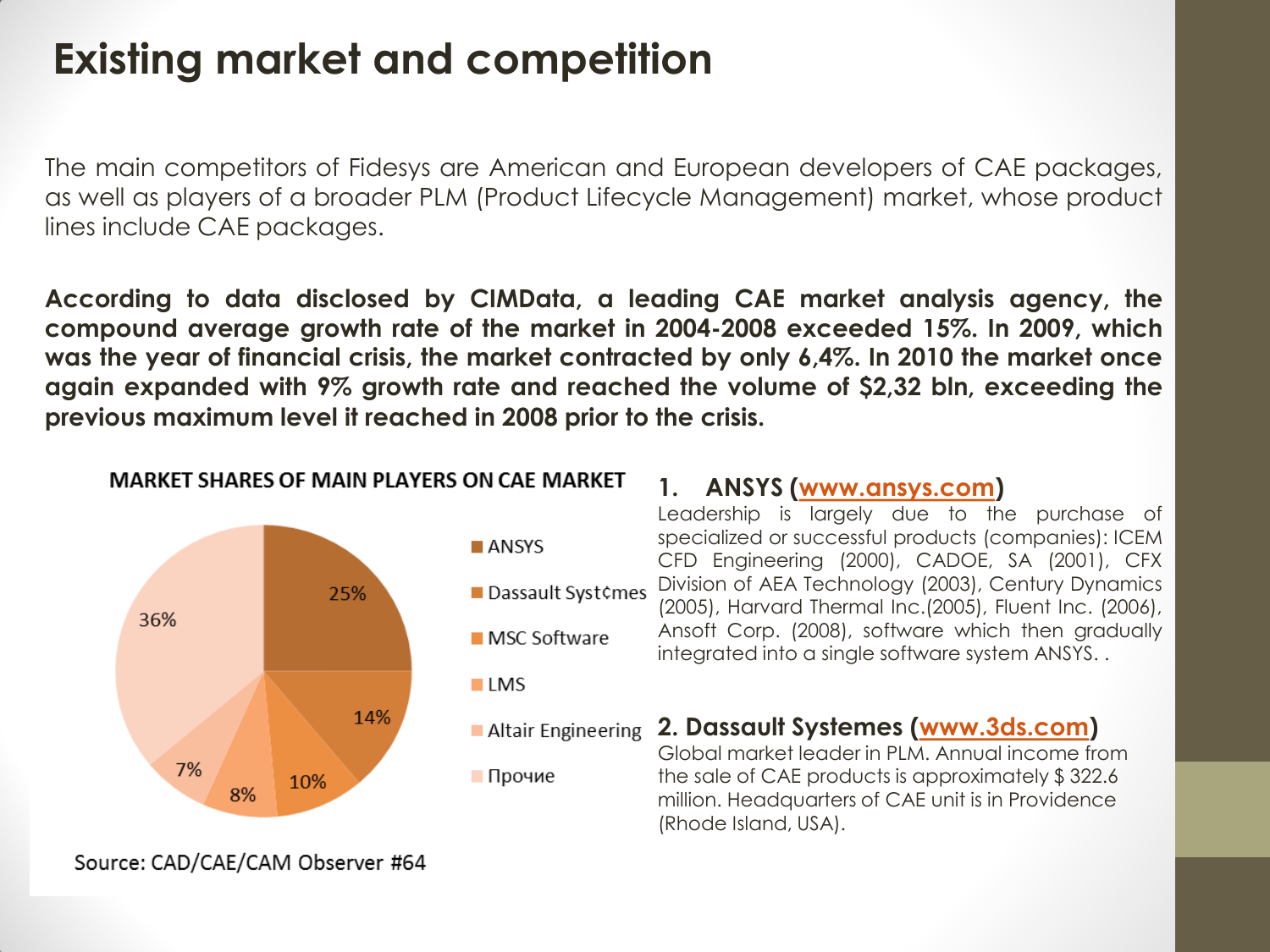# Existing market and competition

The main competitors of Fidesys are American and European developers of CAE packages, as well as players of a broader PLM (Product Lifecycle Management) market, whose product lines include CAE packages.

**According to data disclosed by CIMData, a leading CAE market analysis agency, the compound average growth rate of the market in 2004-2008 exceeded 15%. In 2009, which was the year of financial crisis, the market contracted by only 6,4%. In 2010 the market once again expanded with 9% growth rate and reached the volume of $2,32 bln, exceeding the previous maximum level it reached in 2008 prior to the crisis.**

**MARKET SHARES OF MAIN PLAYERS ON CAE MARKET**

| Player | Share |
| --- | --- |
| ANSYS | 25% |
| Dassault Syst¢mes | 14% |
| MSC Software | 10% |
| LMS | 8% |
| Altair Engineering | 7% |
| Прочие | 36% |

Source: CAD/CAE/CAM Observer #64

### 1. ANSYS (www.ansys.com)

Leadership is largely due to the purchase of specialized or successful products (companies): ICEM CFD Engineering (2000), CADOE, SA (2001), CFX Division of AEA Technology (2003), Century Dynamics (2005), Harvard Thermal Inc.(2005), Fluent Inc. (2006), Ansoft Corp. (2008), software which then gradually integrated into a single software system ANSYS. .

### 2. Dassault Systemes (www.3ds.com)

Global market leader in PLM. Annual income from the sale of CAE products is approximately $ 322.6 million. Headquarters of CAE unit is in Providence (Rhode Island, USA).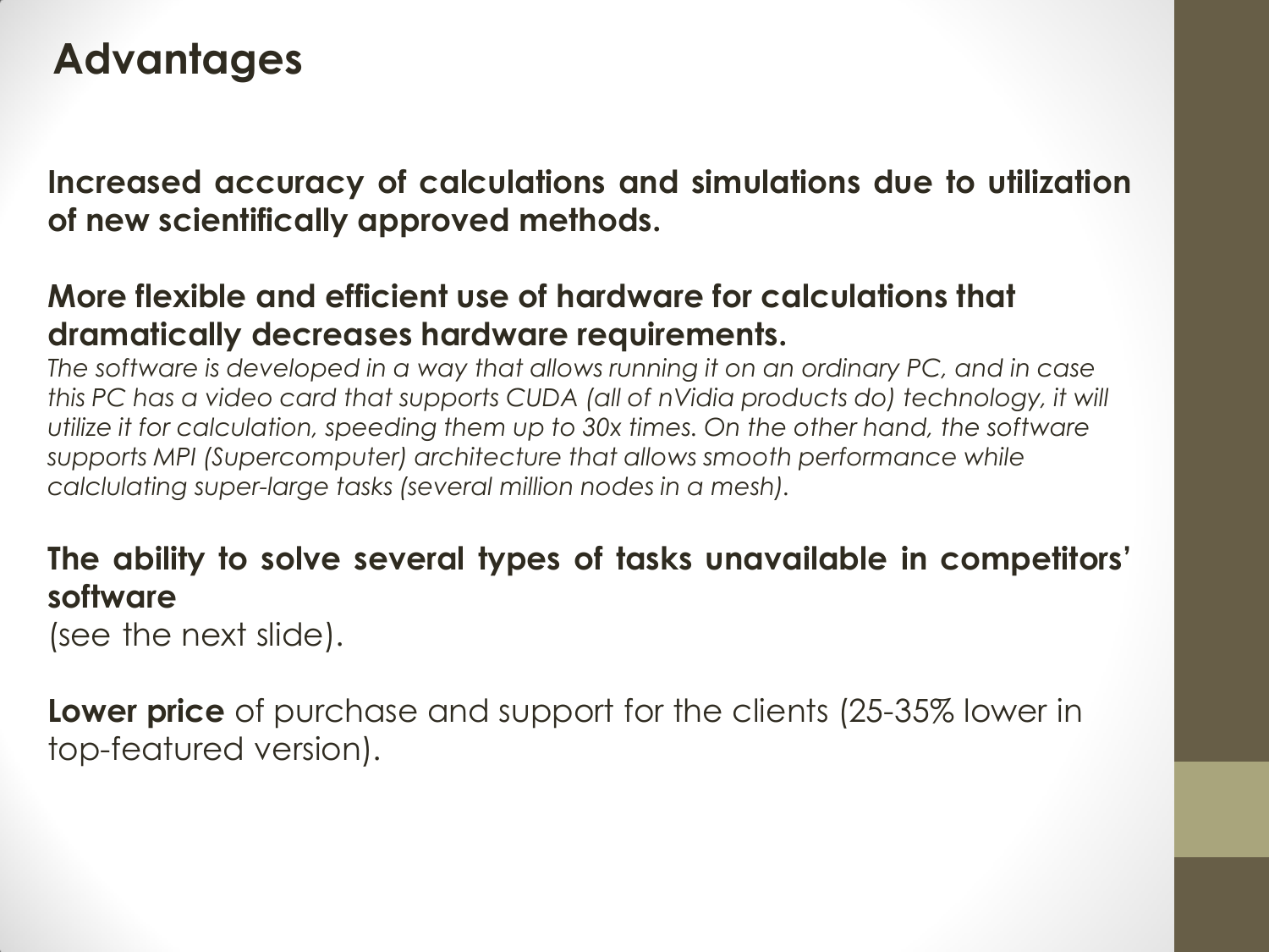# Advantages

**Increased accuracy of calculations and simulations due to utilization of new scientifically approved methods.**

**More flexible and efficient use of hardware for calculations that dramatically decreases hardware requirements.**
*The software is developed in a way that allows running it on an ordinary PC, and in case this PC has a video card that supports CUDA (all of nVidia products do) technology, it will utilize it for calculation, speeding them up to 30x times. On the other hand, the software supports MPI (Supercomputer) architecture that allows smooth performance while calclulating super-large tasks (several million nodes in a mesh).*

**The ability to solve several types of tasks unavailable in competitors' software**
(see the next slide).

**Lower price** of purchase and support for the clients (25-35% lower in top-featured version).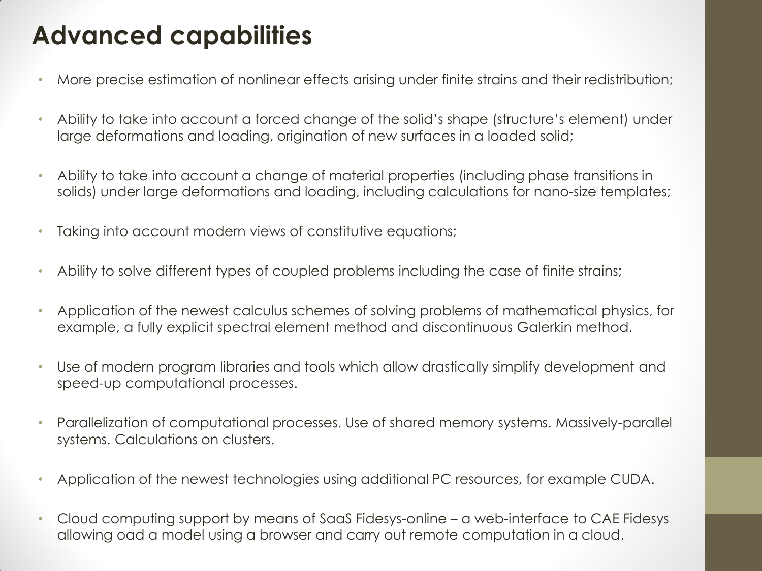# Advanced capabilities

- More precise estimation of nonlinear effects arising under finite strains and their redistribution;
- Ability to take into account a forced change of the solid's shape (structure's element) under large deformations and loading, origination of new surfaces in a loaded solid;
- Ability to take into account a change of material properties (including phase transitions in solids) under large deformations and loading, including calculations for nano-size templates;
- Taking into account modern views of constitutive equations;
- Ability to solve different types of coupled problems including the case of finite strains;
- Application of the newest calculus schemes of solving problems of mathematical physics, for example, a fully explicit spectral element method and discontinuous Galerkin method.
- Use of modern program libraries and tools which allow drastically simplify development and speed-up computational processes.
- Parallelization of computational processes. Use of shared memory systems. Massively-parallel systems. Calculations on clusters.
- Application of the newest technologies using additional PC resources, for example CUDA.
- Cloud computing support by means of SaaS Fidesys-online – a web-interface to CAE Fidesys allowing oad a model using a browser and carry out remote computation in a cloud.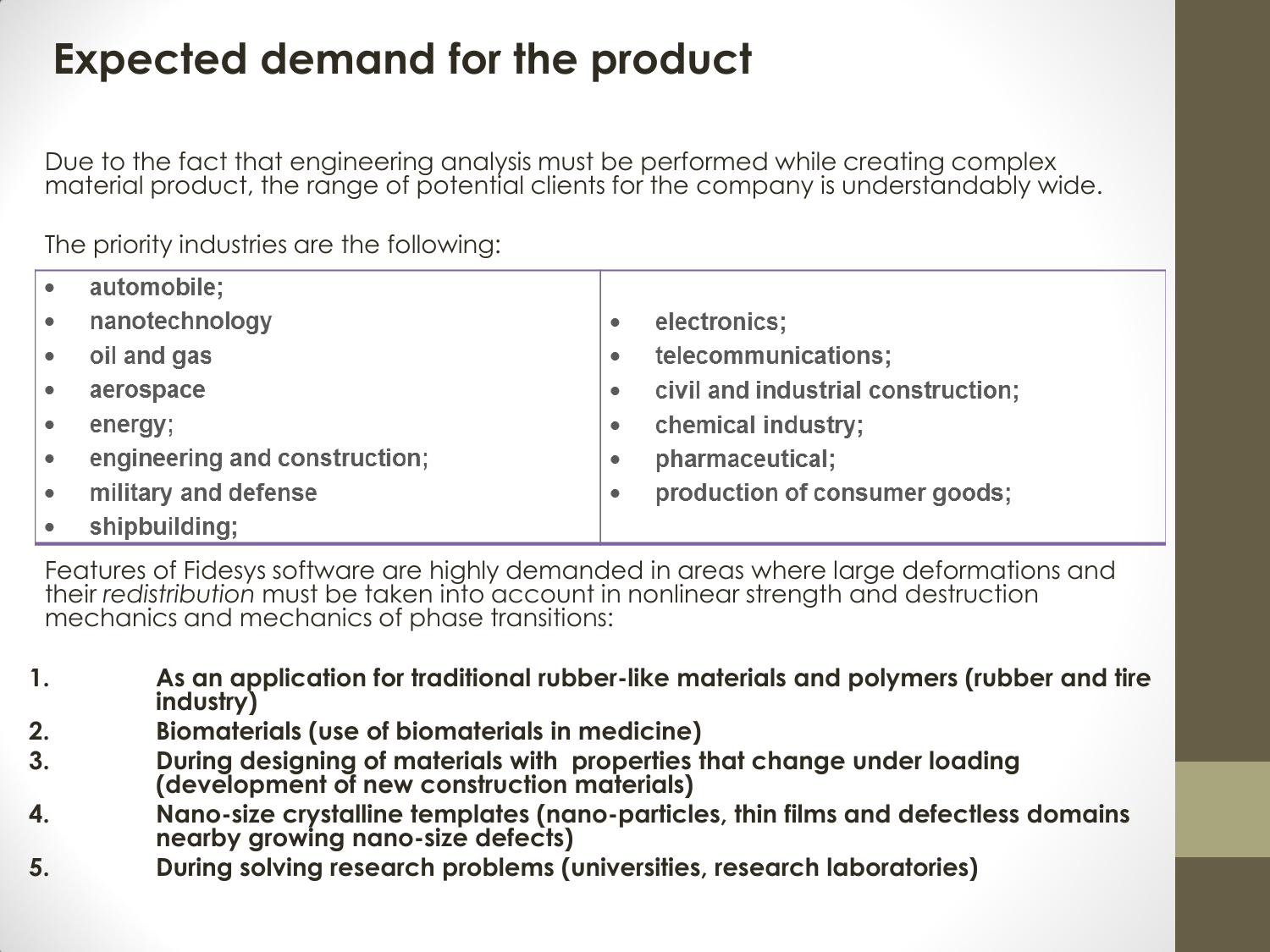# Expected demand for the product

Due to the fact that engineering analysis must be performed while creating complex material product, the range of potential clients for the company is understandably wide.

The priority industries are the following:

|   |   |
|---|---|
| • **automobile;**<br>• **nanotechnology**<br>• **oil and gas**<br>• **aerospace**<br>• **energy**;<br>• **engineering and construction**;<br>• **military and defense**<br>• **shipbuilding;** | • **electronics;**<br>• **telecommunications;**<br>• **civil and industrial construction;**<br>• **chemical industry;**<br>• **pharmaceutical;**<br>• **production of consumer goods;** |

Features of Fidesys software are highly demanded in areas where large deformations and their *redistribution* must be taken into account in nonlinear strength and destruction mechanics and mechanics of phase transitions:

1. **As an application for traditional rubber-like materials and polymers (rubber and tire industry)**
2. **Biomaterials (use of biomaterials in medicine)**
3. **During designing of materials with properties that change under loading (development of new construction materials)**
4. **Nano-size crystalline templates (nano-particles, thin films and defectless domains nearby growing nano-size defects)**
5. **During solving research problems (universities, research laboratories)**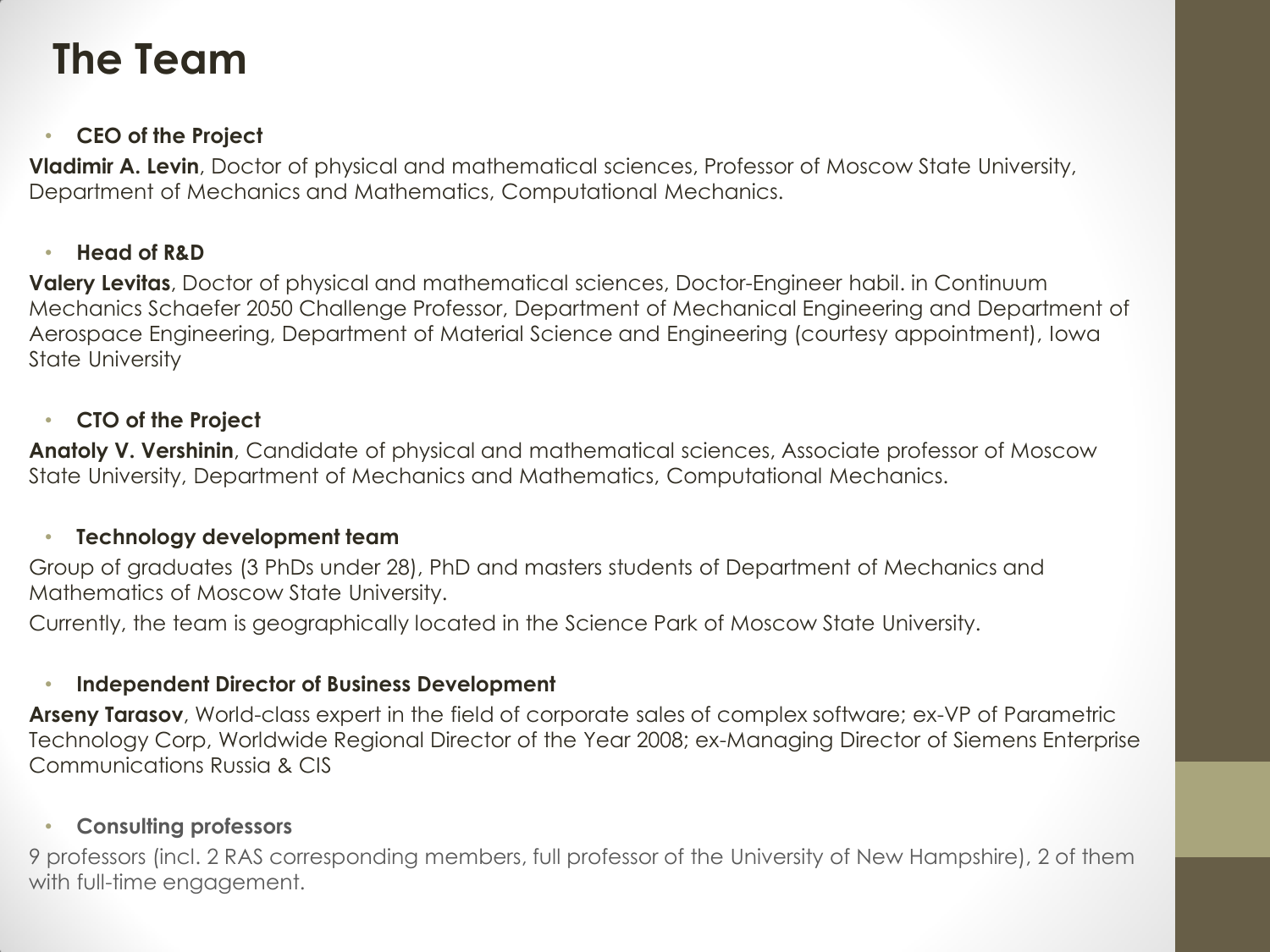# The Team

- **CEO of the Project**

**Vladimir A. Levin**, Doctor of physical and mathematical sciences, Professor of Moscow State University, Department of Mechanics and Mathematics, Computational Mechanics.

- **Head of R&D**

**Valery Levitas**, Doctor of physical and mathematical sciences, Doctor-Engineer habil. in Continuum Mechanics Schaefer 2050 Challenge Professor, Department of Mechanical Engineering and Department of Aerospace Engineering, Department of Material Science and Engineering (courtesy appointment), Iowa State University

- **CTO of the Project**

**Anatoly V. Vershinin**, Candidate of physical and mathematical sciences, Associate professor of Moscow State University, Department of Mechanics and Mathematics, Computational Mechanics.

- **Technology development team**

Group of graduates (3 PhDs under 28), PhD and masters students of Department of Mechanics and Mathematics of Moscow State University.

Currently, the team is geographically located in the Science Park of Moscow State University.

- **Independent Director of Business Development**

**Arseny Tarasov**, World-class expert in the field of corporate sales of complex software; ex-VP of Parametric Technology Corp, Worldwide Regional Director of the Year 2008; ex-Managing Director of Siemens Enterprise Communications Russia & CIS

- **Consulting professors**

9 professors (incl. 2 RAS corresponding members, full professor of the University of New Hampshire), 2 of them with full-time engagement.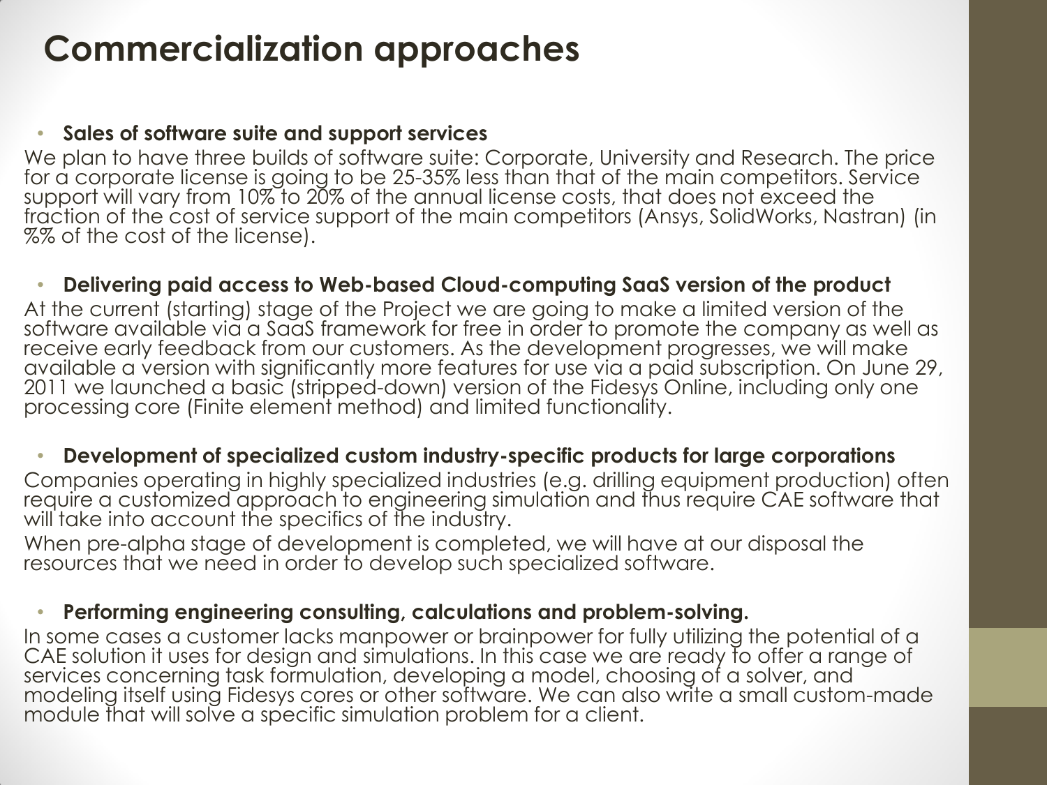# Commercialization approaches

- **Sales of software suite and support services**

We plan to have three builds of software suite: Corporate, University and Research. The price for a corporate license is going to be 25-35% less than that of the main competitors. Service support will vary from 10% to 20% of the annual license costs, that does not exceed the fraction of the cost of service support of the main competitors (Ansys, SolidWorks, Nastran) (in %% of the cost of the license).

- **Delivering paid access to Web-based Cloud-computing SaaS version of the product**

At the current (starting) stage of the Project we are going to make a limited version of the software available via a SaaS framework for free in order to promote the company as well as receive early feedback from our customers. As the development progresses, we will make available a version with significantly more features for use via a paid subscription. On June 29, 2011 we launched a basic (stripped-down) version of the Fidesys Online, including only one processing core (Finite element method) and limited functionality.

- **Development of specialized custom industry-specific products for large corporations**

Companies operating in highly specialized industries (e.g. drilling equipment production) often require a customized approach to engineering simulation and thus require CAE software that will take into account the specifics of the industry.

When pre-alpha stage of development is completed, we will have at our disposal the resources that we need in order to develop such specialized software.

- **Performing engineering consulting, calculations and problem-solving.**

In some cases a customer lacks manpower or brainpower for fully utilizing the potential of a CAE solution it uses for design and simulations. In this case we are ready to offer a range of services concerning task formulation, developing a model, choosing of a solver, and modeling itself using Fidesys cores or other software. We can also write a small custom-made module that will solve a specific simulation problem for a client.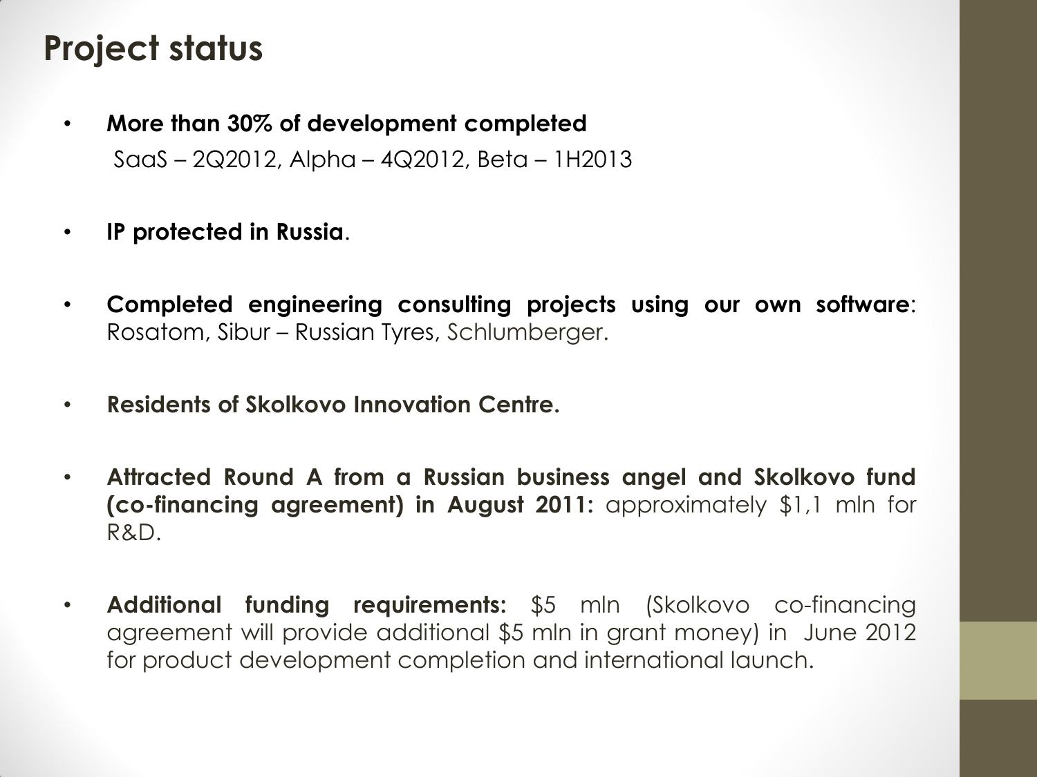# Project status

- **More than 30% of development completed**
  SaaS – 2Q2012, Alpha – 4Q2012, Beta – 1H2013

- **IP protected in Russia**.

- **Completed engineering consulting projects using our own software**: Rosatom, Sibur – Russian Tyres, Schlumberger.

- **Residents of Skolkovo Innovation Centre.**

- **Attracted Round A from a Russian business angel and Skolkovo fund (co-financing agreement) in August 2011:** approximately $1,1 mln for R&D.

- **Additional funding requirements:** $5 mln (Skolkovo co-financing agreement will provide additional $5 mln in grant money) in June 2012 for product development completion and international launch.